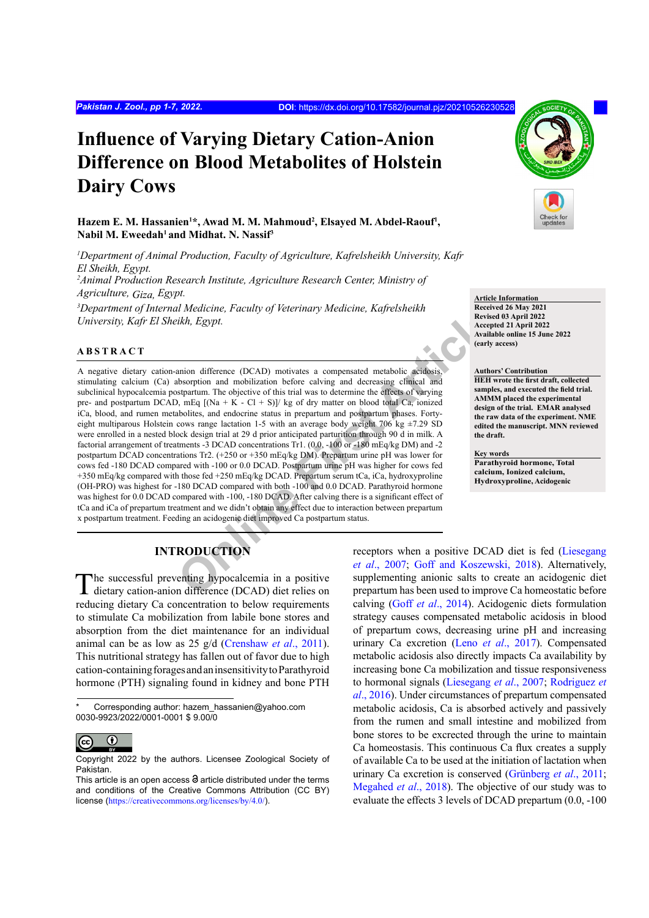# Influence of Varying Dietary Cation-Anion Difference on Blood Metabolites of Holstein Dairy Cows

**Hazem E. M. Hassanien[1]*, Awad M. M. Mahmoud[2], Elsayed M. Abdel-Raouf[1], Nabil M. Eweedah[1] and Midhat. N. Nassif[3]**

*[1]Department of Animal Production, Faculty of Agriculture, Kafrelsheikh University, Kafr El Sheikh, Egypt.*
*[2]Animal Production Research Institute, Agriculture Research Center, Ministry of Agriculture, Giza, Egypt.*
*[3]Department of Internal Medicine, Faculty of Veterinary Medicine, Kafrelsheikh University, Kafr El Sheikh, Egypt.*

**Article Information**
**Received 26 May 2021**
**Revised 03 April 2022**
**Accepted 21 April 2022**
**Available online 15 June 2022 (early access)**

**Authors' Contribution**
**HEH wrote the first draft, collected samples, and executed the field trial. AMMM placed the experimental design of the trial. EMAR analysed the raw data of the experiment. NME edited the manuscript. MNN reviewed the draft.**

**Key words**
**Parathyroid hormone, Total calcium, Ionized calcium, Hydroxyproline, Acidogenic**

## ABSTRACT

A negative dietary cation-anion difference (DCAD) motivates a compensated metabolic acidosis, stimulating calcium (Ca) absorption and mobilization before calving and decreasing clinical and subclinical hypocalcemia postpartum. The objective of this trial was to determine the effects of varying pre- and postpartum DCAD, mEq [(Na + K - Cl + S)]/ kg of dry matter on blood total Ca, ionized iCa, blood, and rumen metabolites, and endocrine status in prepartum and postpartum phases. Forty-eight multiparous Holstein cows range lactation 1-5 with an average body weight 706 kg ±7.29 SD were enrolled in a nested block design trial at 29 d prior anticipated parturition through 90 d in milk. A factorial arrangement of treatments -3 DCAD concentrations Tr1. (0.0, -100 or -180 mEq/kg DM) and -2 postpartum DCAD concentrations Tr2. (+250 or +350 mEq/kg DM). Prepartum urine pH was lower for cows fed -180 DCAD compared with -100 or 0.0 DCAD. Postpartum urine pH was higher for cows fed +350 mEq/kg compared with those fed +250 mEq/kg DCAD. Prepartum serum tCa, iCa, hydroxyproline (OH-PRO) was highest for -180 DCAD compared with both -100 and 0.0 DCAD. Parathyroid hormone was highest for 0.0 DCAD compared with -100, -180 DCAD. After calving there is a significant effect of tCa and iCa of prepartum treatment and we didn't obtain any effect due to interaction between prepartum x postpartum treatment. Feeding an acidogenic diet improved Ca postpartum status.

## INTRODUCTION

The successful preventing hypocalcemia in a positive dietary cation-anion difference (DCAD) diet relies on reducing dietary Ca concentration to below requirements to stimulate Ca mobilization from labile bone stores and absorption from the diet maintenance for an individual animal can be as low as 25 g/d (Crenshaw *et al*., 2011). This nutritional strategy has fallen out of favor due to high cation-containing forages and an insensitivity to Parathyroid hormone (PTH) signaling found in kidney and bone PTH receptors when a positive DCAD diet is fed (Liesegang *et al*., 2007; Goff and Koszewski, 2018). Alternatively, supplementing anionic salts to create an acidogenic diet prepartum has been used to improve Ca homeostasis before calving (Goff *et al*., 2014). Acidogenic diets formulation strategy causes compensated metabolic acidosis in blood of prepartum cows, decreasing urine pH and increasing urinary Ca excretion (Leno *et al*., 2017). Compensated metabolic acidosis also directly impacts Ca availability by increasing bone Ca mobilization and tissue responsiveness to hormonal signals (Liesegang *et al*., 2007; Rodriguez *et al*., 2016). Under circumstances of prepartum compensated metabolic acidosis, Ca is absorbed actively and passively from the rumen and small intestine and mobilized from bone stores to be excrected through the urine to maintain Ca homeostasis. This continuous Ca flux creates a supply of available Ca to be used at the initiation of lactation when urinary Ca excretion is conserved (Grünberg *et al*., 2011; Megahed *et al*., 2018). The objective of our study was to evaluate the effects 3 levels of DCAD prepartum (0.0, -100

\* Corresponding author: hazem_hassanien@yahoo.com
0030-9923/2022/0001-0001 $ 9.00/0

Copyright 2022 by the authors. Licensee Zoological Society of Pakistan.
This article is an open access article distributed under the terms and conditions of the Creative Commons Attribution (CC BY) license (https://creativecommons.org/licenses/by/4.0/).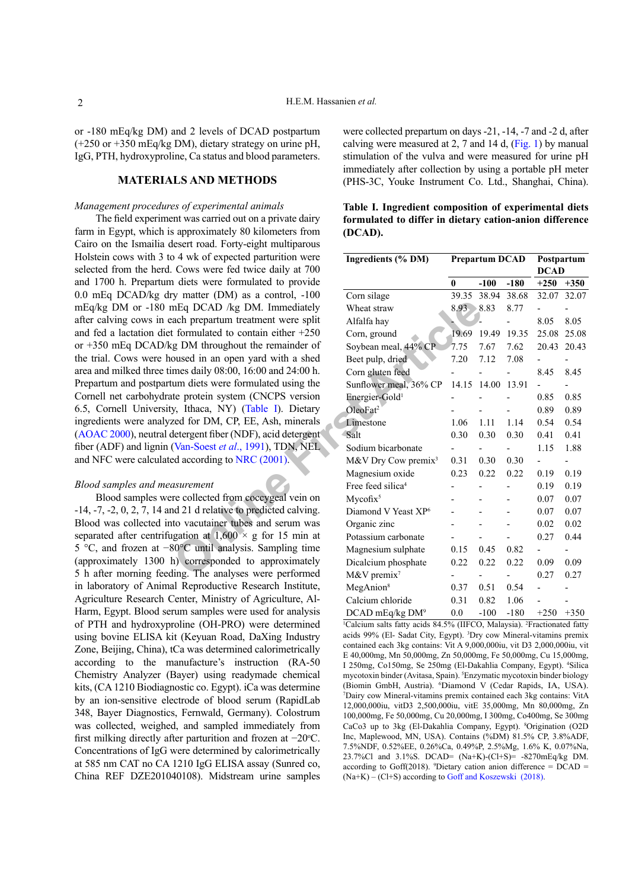or -180 mEq/kg DM) and 2 levels of DCAD postpartum (+250 or +350 mEq/kg DM), dietary strategy on urine pH, IgG, PTH, hydroxyproline, Ca status and blood parameters.

## MATERIALS AND METHODS

*Management procedures of experimental animals*

The field experiment was carried out on a private dairy farm in Egypt, which is approximately 80 kilometers from Cairo on the Ismailia desert road. Forty-eight multiparous Holstein cows with 3 to 4 wk of expected parturition were selected from the herd. Cows were fed twice daily at 700 and 1700 h. Prepartum diets were formulated to provide 0.0 mEq DCAD/kg dry matter (DM) as a control, -100 mEq/kg DM or -180 mEq DCAD /kg DM. Immediately after calving cows in each prepartum treatment were split and fed a lactation diet formulated to contain either +250 or +350 mEq DCAD/kg DM throughout the remainder of the trial. Cows were housed in an open yard with a shed area and milked three times daily 08:00, 16:00 and 24:00 h. Prepartum and postpartum diets were formulated using the Cornell net carbohydrate protein system (CNCPS version 6.5, Cornell University, Ithaca, NY) (Table I). Dietary ingredients were analyzed for DM, CP, EE, Ash, minerals (AOAC 2000), neutral detergent fiber (NDF), acid detergent fiber (ADF) and lignin (Van-Soest *et al*., 1991), TDN, NEL and NFC were calculated according to NRC (2001).

*Blood samples and measurement*

Blood samples were collected from coccygeal vein on -14, -7, -2, 0, 2, 7, 14 and 21 d relative to predicted calving. Blood was collected into vacutainer tubes and serum was separated after centrifugation at 1,600 × g for 15 min at 5 °C, and frozen at −80°C until analysis. Sampling time (approximately 1300 h) corresponded to approximately 5 h after morning feeding. The analyses were performed in laboratory of Animal Reproductive Research Institute, Agriculture Research Center, Ministry of Agriculture, Al-Harm, Egypt. Blood serum samples were used for analysis of PTH and hydroxyproline (OH-PRO) were determined using bovine ELISA kit (Keyuan Road, DaXing Industry Zone, Beijing, China), tCa was determined calorimetrically according to the manufacture's instruction (RA-50 Chemistry Analyzer (Bayer) using readymade chemical kits, (CA 1210 Biodiagnostic co. Egypt). iCa was determine by an ion-sensitive electrode of blood serum (RapidLab 348, Bayer Diagnostics, Fernwald, Germany). Colostrum was collected, weighed, and sampled immediately from first milking directly after parturition and frozen at −20°C. Concentrations of IgG were determined by calorimetrically at 585 nm CAT no CA 1210 IgG ELISA assay (Sunred co, China REF DZE201040108). Midstream urine samples were collected prepartum on days -21, -14, -7 and -2 d, after calving were measured at 2, 7 and 14 d, (Fig. 1) by manual stimulation of the vulva and were measured for urine pH immediately after collection by using a portable pH meter (PHS-3C, Youke Instrument Co. Ltd., Shanghai, China).

**Table I. Ingredient composition of experimental diets formulated to differ in dietary cation-anion difference (DCAD).**

| Ingredients (% DM) | Prepartum DCAD | | | Postpartum DCAD | |
|---|---|---|---|---|---|
| | 0 | -100 | -180 | +250 | +350 |
| Corn silage | 39.35 | 38.94 | 38.68 | 32.07 | 32.07 |
| Wheat straw | 8.93 | 8.83 | 8.77 | - | - |
| Alfalfa hay | - | - | - | 8.05 | 8.05 |
| Corn, ground | 19.69 | 19.49 | 19.35 | 25.08 | 25.08 |
| Soybean meal, 44% CP | 7.75 | 7.67 | 7.62 | 20.43 | 20.43 |
| Beet pulp, dried | 7.20 | 7.12 | 7.08 | - | - |
| Corn gluten feed | - | - | - | 8.45 | 8.45 |
| Sunflower meal, 36% CP | 14.15 | 14.00 | 13.91 | - | - |
| Energier-Gold[1] | - | - | - | 0.85 | 0.85 |
| OleoFat[2] | - | - | - | 0.89 | 0.89 |
| Limestone | 1.06 | 1.11 | 1.14 | 0.54 | 0.54 |
| Salt | 0.30 | 0.30 | 0.30 | 0.41 | 0.41 |
| Sodium bicarbonate | - | - | - | 1.15 | 1.88 |
| M&V Dry Cow premix[3] | 0.31 | 0.30 | 0.30 | - | - |
| Magnesium oxide | 0.23 | 0.22 | 0.22 | 0.19 | 0.19 |
| Free feed silica[4] | - | - | - | 0.19 | 0.19 |
| Mycofix[5] | - | - | - | 0.07 | 0.07 |
| Diamond V Yeast XP[6] | - | - | - | 0.07 | 0.07 |
| Organic zinc | - | - | - | 0.02 | 0.02 |
| Potassium carbonate | - | - | - | 0.27 | 0.44 |
| Magnesium sulphate | 0.15 | 0.45 | 0.82 | - | - |
| Dicalcium phosphate | 0.22 | 0.22 | 0.22 | 0.09 | 0.09 |
| M&V premix[7] | - | - | - | 0.27 | 0.27 |
| MegAnion[8] | 0.37 | 0.51 | 0.54 | - | - |
| Calcium chloride | 0.31 | 0.82 | 1.06 | - | - |
| DCAD mEq/kg DM[9] | 0.0 | -100 | -180 | +250 | +350 |

[1]Calcium salts fatty acids 84.5% (IIFCO, Malaysia). [2]Fractionated fatty acids 99% (El- Sadat City, Egypt). [3]Dry cow Mineral-vitamins premix contained each 3kg contains: Vit A 9,000,000iu, vit D3 2,000,000iu, vit E 40,000mg, Mn 50,000mg, Zn 50,000mg, Fe 50,000mg, Cu 15,000mg, I 250mg, Co150mg, Se 250mg (El-Dakahlia Company, Egypt). [4]Silica mycotoxin binder (Avitasa, Spain). [5]Enzymatic mycotoxin binder biology (Biomin GmbH, Austria). [6]Diamond V (Cedar Rapids, IA, USA). [7]Dairy cow Mineral-vitamins premix contained each 3kg contains: VitA 12,000,000iu, vitD3 2,500,000iu, vitE 35,000mg, Mn 80,000mg, Zn 100,000mg, Fe 50,000mg, Cu 20,000mg, I 300mg, Co400mg, Se 300mg CaCo3 up to 3kg (El-Dakahlia Company, Egypt). [8]Origination (O2D Inc, Maplewood, MN, USA). Contains (%DM) 81.5% CP, 3.8%ADF, 7.5%NDF, 0.52%EE, 0.26%Ca, 0.49%P, 2.5%Mg, 1.6% K, 0.07%Na, 23.7%Cl and 3.1%S. DCAD= (Na+K)-(Cl+S)= -8270mEq/kg DM. according to Goff(2018). [9]Dietary cation anion difference = DCAD = (Na+K) – (Cl+S) according to Goff and Koszewski (2018).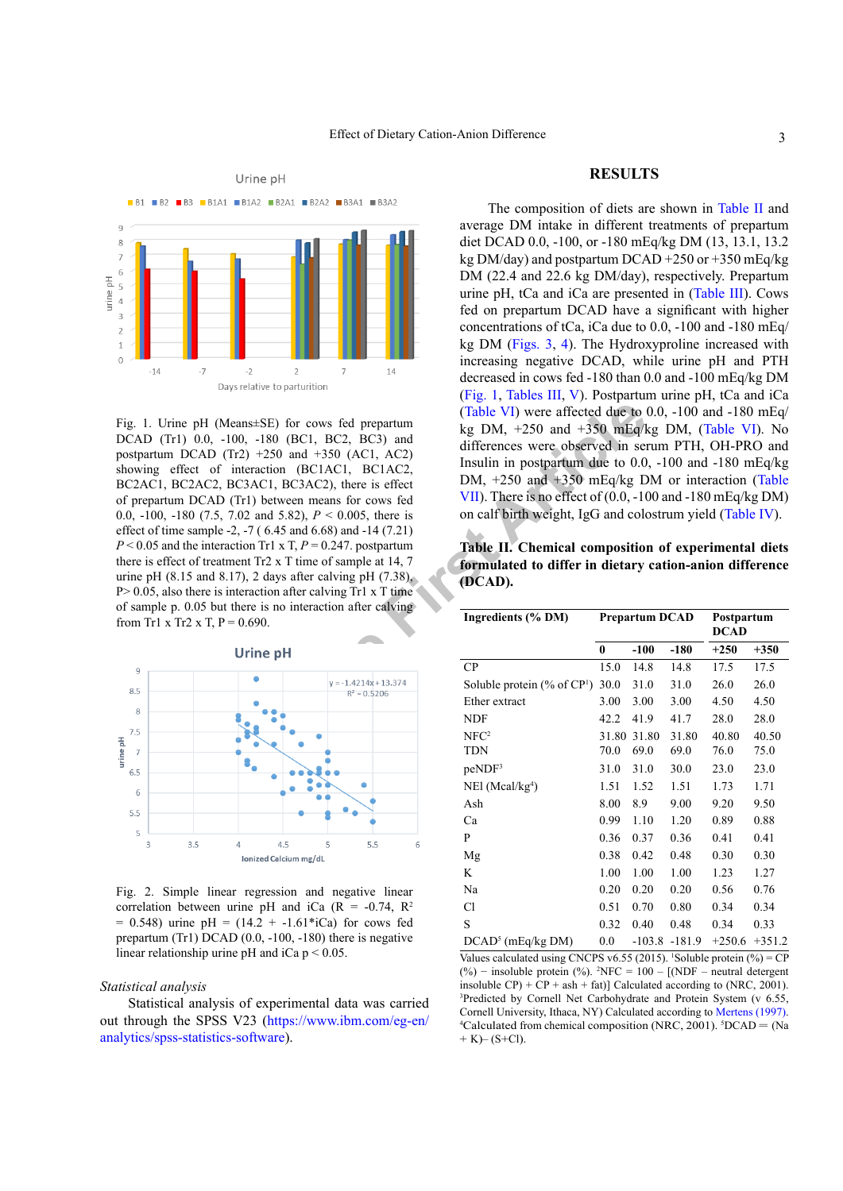Fig. 1. Urine pH (Means±SE) for cows fed prepartum DCAD (Tr1) 0.0, -100, -180 (BC1, BC2, BC3) and postpartum DCAD (Tr2) +250 and +350 (AC1, AC2) showing effect of interaction (BC1AC1, BC1AC2, BC2AC1, BC2AC2, BC3AC1, BC3AC2), there is effect of prepartum DCAD (Tr1) between means for cows fed 0.0, -100, -180 (7.5, 7.02 and 5.82), $P < 0.005$, there is effect of time sample -2, -7 ( 6.45 and 6.68) and -14 (7.21) $P < 0.05$ and the interaction Tr1 x T, $P = 0.247$. postpartum there is effect of treatment Tr2 x T time of sample at 14, 7 urine pH (8.15 and 8.17), 2 days after calving pH (7.38), P> 0.05, also there is interaction after calving Tr1 x T time of sample p. 0.05 but there is no interaction after calving from Tr1 x Tr2 x T, P = 0.690.

Fig. 2. Simple linear regression and negative linear correlation between urine pH and iCa (R = -0.74, $R^2$ = 0.548) urine pH = (14.2 + -1.61*iCa) for cows fed prepartum (Tr1) DCAD (0.0, -100, -180) there is negative linear relationship urine pH and iCa p < 0.05.

*Statistical analysis*

Statistical analysis of experimental data was carried out through the SPSS V23 (https://www.ibm.com/eg-en/analytics/spss-statistics-software).

## RESULTS

The composition of diets are shown in Table II and average DM intake in different treatments of prepartum diet DCAD 0.0, -100, or -180 mEq/kg DM (13, 13.1, 13.2 kg DM/day) and postpartum DCAD +250 or +350 mEq/kg DM (22.4 and 22.6 kg DM/day), respectively. Prepartum urine pH, tCa and iCa are presented in (Table III). Cows fed on prepartum DCAD have a significant with higher concentrations of tCa, iCa due to 0.0, -100 and -180 mEq/kg DM (Figs. 3, 4). The Hydroxyproline increased with increasing negative DCAD, while urine pH and PTH decreased in cows fed -180 than 0.0 and -100 mEq/kg DM (Fig. 1, Tables III, V). Postpartum urine pH, tCa and iCa (Table VI) were affected due to 0.0, -100 and -180 mEq/kg DM, +250 and +350 mEq/kg DM, (Table VI). No differences were observed in serum PTH, OH-PRO and Insulin in postpartum due to 0.0, -100 and -180 mEq/kg DM, +250 and +350 mEq/kg DM or interaction (Table VII). There is no effect of (0.0, -100 and -180 mEq/kg DM) on calf birth weight, IgG and colostrum yield (Table IV).

**Table II. Chemical composition of experimental diets formulated to differ in dietary cation-anion difference (DCAD).**

| Ingredients (% DM) | Prepartum DCAD | | | Postpartum DCAD | |
|---|---|---|---|---|---|
| | 0 | -100 | -180 | +250 | +350 |
| CP | 15.0 | 14.8 | 14.8 | 17.5 | 17.5 |
| Soluble protein (% of CP[1]) | 30.0 | 31.0 | 31.0 | 26.0 | 26.0 |
| Ether extract | 3.00 | 3.00 | 3.00 | 4.50 | 4.50 |
| NDF | 42.2 | 41.9 | 41.7 | 28.0 | 28.0 |
| NFC[2] | 31.80 | 31.80 | 31.80 | 40.80 | 40.50 |
| TDN | 70.0 | 69.0 | 69.0 | 76.0 | 75.0 |
| peNDF[3] | 31.0 | 31.0 | 30.0 | 23.0 | 23.0 |
| NEl (Mcal/kg[4]) | 1.51 | 1.52 | 1.51 | 1.73 | 1.71 |
| Ash | 8.00 | 8.9 | 9.00 | 9.20 | 9.50 |
| Ca | 0.99 | 1.10 | 1.20 | 0.89 | 0.88 |
| P | 0.36 | 0.37 | 0.36 | 0.41 | 0.41 |
| Mg | 0.38 | 0.42 | 0.48 | 0.30 | 0.30 |
| K | 1.00 | 1.00 | 1.00 | 1.23 | 1.27 |
| Na | 0.20 | 0.20 | 0.20 | 0.56 | 0.76 |
| Cl | 0.51 | 0.70 | 0.80 | 0.34 | 0.34 |
| S | 0.32 | 0.40 | 0.48 | 0.34 | 0.33 |
| DCAD[5] (mEq/kg DM) | 0.0 | -103.8 | -181.9 | +250.6 | +351.2 |

Values calculated using CNCPS v6.55 (2015). [1]Soluble protein (%) = CP (%) − insoluble protein (%). [2]NFC = 100 − [(NDF – neutral detergent insoluble CP) + CP + ash + fat)] Calculated according to (NRC, 2001). [3]Predicted by Cornell Net Carbohydrate and Protein System (v 6.55, Cornell University, Ithaca, NY) Calculated according to Mertens (1997). [4]Calculated from chemical composition (NRC, 2001). [5]DCAD = (Na + K)– (S+Cl).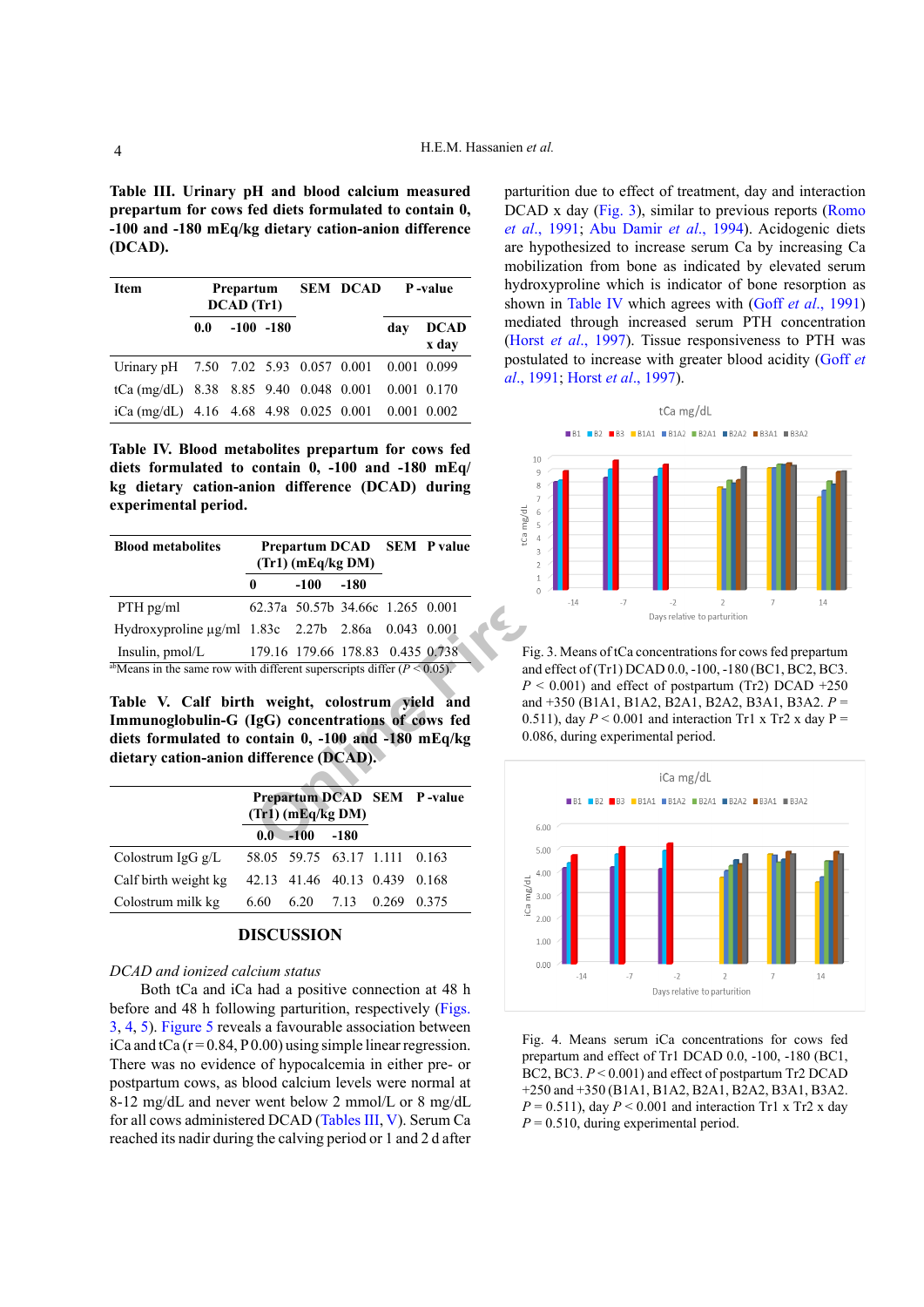**Table III. Urinary pH and blood calcium measured prepartum for cows fed diets formulated to contain 0, -100 and -180 mEq/kg dietary cation-anion difference (DCAD).**

| Item | Prepartum DCAD (Tr1) | | | SEM | DCAD | P -value | |
|---|---|---|---|---|---|---|---|
| | 0.0 | -100 | -180 | | | day | DCAD x day |
| Urinary pH | 7.50 | 7.02 | 5.93 | 0.057 | 0.001 | 0.001 | 0.099 |
| tCa (mg/dL) | 8.38 | 8.85 | 9.40 | 0.048 | 0.001 | 0.001 | 0.170 |
| iCa (mg/dL) | 4.16 | 4.68 | 4.98 | 0.025 | 0.001 | 0.001 | 0.002 |

**Table IV. Blood metabolites prepartum for cows fed diets formulated to contain 0, -100 and -180 mEq/kg dietary cation-anion difference (DCAD) during experimental period.**

| Blood metabolites | Prepartum DCAD (Tr1) (mEq/kg DM) | | | SEM | P value |
|---|---|---|---|---|---|
| | 0 | -100 | -180 | | |
| PTH pg/ml | 62.37a | 50.57b | 34.66c | 1.265 | 0.001 |
| Hydroxyproline μg/ml | 1.83c | 2.27b | 2.86a | 0.043 | 0.001 |
| Insulin, pmol/L | 179.16 | 179.66 | 178.83 | 0.435 | 0.738 |

[ab]Means in the same row with different superscripts differ ($P < 0.05$).

**Table V. Calf birth weight, colostrum yield and Immunoglobulin-G (IgG) concentrations of cows fed diets formulated to contain 0, -100 and -180 mEq/kg dietary cation-anion difference (DCAD).**

| | Prepartum DCAD (Tr1) (mEq/kg DM) | | | SEM | P -value |
|---|---|---|---|---|---|
| | 0.0 | -100 | -180 | | |
| Colostrum IgG g/L | 58.05 | 59.75 | 63.17 | 1.111 | 0.163 |
| Calf birth weight kg | 42.13 | 41.46 | 40.13 | 0.439 | 0.168 |
| Colostrum milk kg | 6.60 | 6.20 | 7.13 | 0.269 | 0.375 |

## DISCUSSION

*DCAD and ionized calcium status*

Both tCa and iCa had a positive connection at 48 h before and 48 h following parturition, respectively (Figs. 3, 4, 5). Figure 5 reveals a favourable association between iCa and tCa (r = 0.84, P 0.00) using simple linear regression. There was no evidence of hypocalcemia in either pre- or postpartum cows, as blood calcium levels were normal at 8-12 mg/dL and never went below 2 mmol/L or 8 mg/dL for all cows administered DCAD (Tables III, V). Serum Ca reached its nadir during the calving period or 1 and 2 d after parturition due to effect of treatment, day and interaction DCAD x day (Fig. 3), similar to previous reports (Romo *et al*., 1991; Abu Damir *et al*., 1994). Acidogenic diets are hypothesized to increase serum Ca by increasing Ca mobilization from bone as indicated by elevated serum hydroxyproline which is indicator of bone resorption as shown in Table IV which agrees with (Goff *et al*., 1991) mediated through increased serum PTH concentration (Horst *et al*., 1997). Tissue responsiveness to PTH was postulated to increase with greater blood acidity (Goff *et al*., 1991; Horst *et al*., 1997).

Fig. 3. Means of tCa concentrations for cows fed prepartum and effect of (Tr1) DCAD 0.0, -100, -180 (BC1, BC2, BC3. $P < 0.001$) and effect of postpartum (Tr2) DCAD +250 and +350 (B1A1, B1A2, B2A1, B2A2, B3A1, B3A2. $P = 0.511$), day $P < 0.001$ and interaction Tr1 x Tr2 x day $P = 0.086$, during experimental period.

Fig. 4. Means serum iCa concentrations for cows fed prepartum and effect of Tr1 DCAD 0.0, -100, -180 (BC1, BC2, BC3. $P < 0.001$) and effect of postpartum Tr2 DCAD +250 and +350 (B1A1, B1A2, B2A1, B2A2, B3A1, B3A2. $P = 0.511$), day $P < 0.001$ and interaction Tr1 x Tr2 x day $P = 0.510$, during experimental period.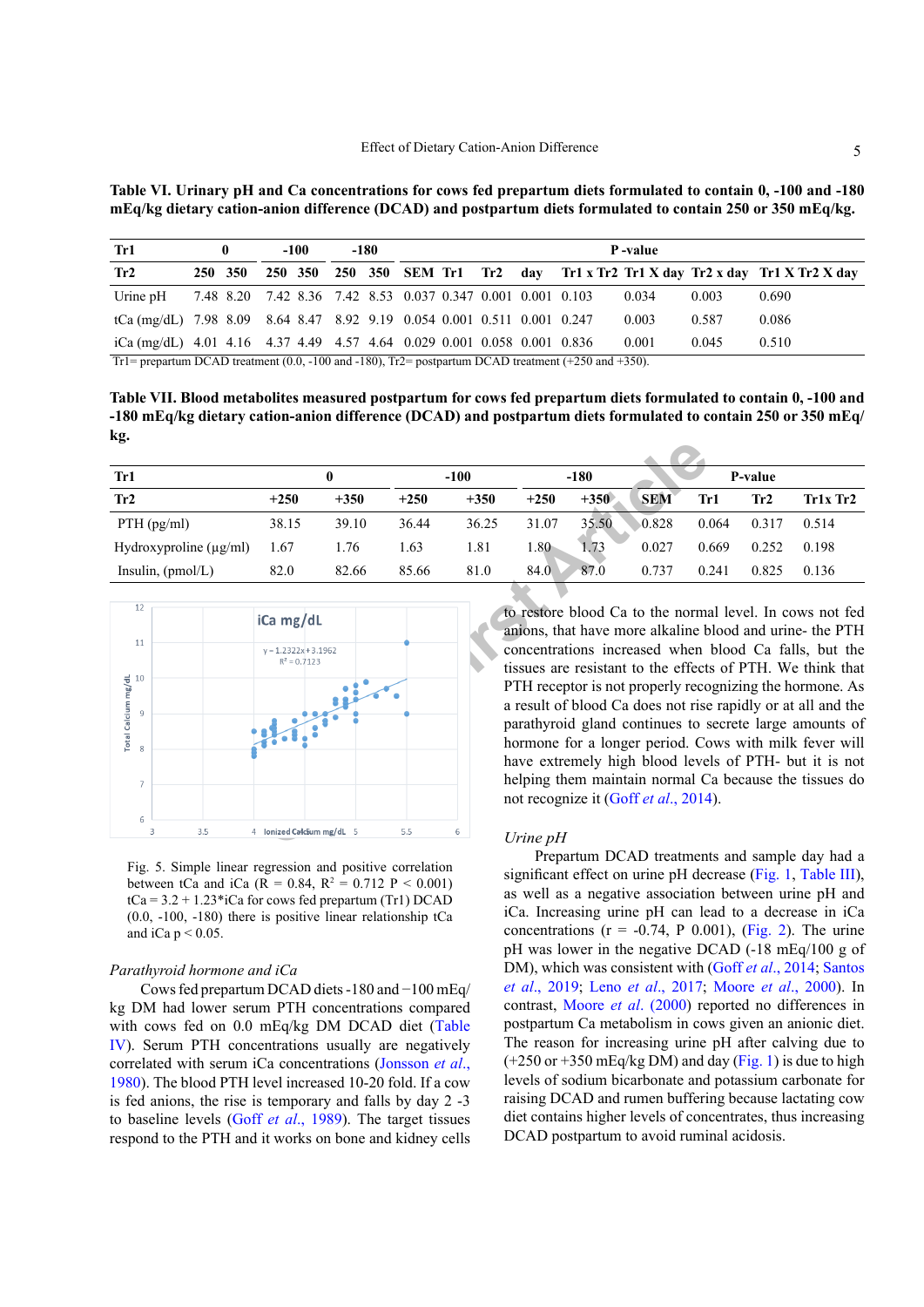**Table VI. Urinary pH and Ca concentrations for cows fed prepartum diets formulated to contain 0, -100 and -180 mEq/kg dietary cation-anion difference (DCAD) and postpartum diets formulated to contain 250 or 350 mEq/kg.**

| Tr1 | 0 | | -100 | | -180 | | P -value | | | | | | | |
|---|---|---|---|---|---|---|---|---|---|---|---|---|---|---|
| Tr2 | 250 | 350 | 250 | 350 | 250 | 350 | SEM | Tr1 | Tr2 | day | Tr1 x Tr2 | Tr1 X day | Tr2 x day | Tr1 X Tr2 X day |
| Urine pH | 7.48 | 8.20 | 7.42 | 8.36 | 7.42 | 8.53 | 0.037 | 0.347 | 0.001 | 0.001 | 0.103 | 0.034 | 0.003 | 0.690 |
| tCa (mg/dL) | 7.98 | 8.09 | 8.64 | 8.47 | 8.92 | 9.19 | 0.054 | 0.001 | 0.511 | 0.001 | 0.247 | 0.003 | 0.587 | 0.086 |
| iCa (mg/dL) | 4.01 | 4.16 | 4.37 | 4.49 | 4.57 | 4.64 | 0.029 | 0.001 | 0.058 | 0.001 | 0.836 | 0.001 | 0.045 | 0.510 |

Tr1= prepartum DCAD treatment (0.0, -100 and -180), Tr2= postpartum DCAD treatment (+250 and +350).

**Table VII. Blood metabolites measured postpartum for cows fed prepartum diets formulated to contain 0, -100 and -180 mEq/kg dietary cation-anion difference (DCAD) and postpartum diets formulated to contain 250 or 350 mEq/kg.**

| Tr1 | 0 | | -100 | | -180 | | P-value | | | |
|---|---|---|---|---|---|---|---|---|---|---|
| Tr2 | +250 | +350 | +250 | +350 | +250 | +350 | SEM | Tr1 | Tr2 | Tr1x Tr2 |
| PTH (pg/ml) | 38.15 | 39.10 | 36.44 | 36.25 | 31.07 | 35.50 | 0.828 | 0.064 | 0.317 | 0.514 |
| Hydroxyproline (µg/ml) | 1.67 | 1.76 | 1.63 | 1.81 | 1.80 | 1.73 | 0.027 | 0.669 | 0.252 | 0.198 |
| Insulin, (pmol/L) | 82.0 | 82.66 | 85.66 | 81.0 | 84.0 | 87.0 | 0.737 | 0.241 | 0.825 | 0.136 |

Fig. 5. Simple linear regression and positive correlation between tCa and iCa (R = 0.84, $R^2$ = 0.712 P < 0.001) tCa = 3.2 + 1.23*iCa for cows fed prepartum (Tr1) DCAD (0.0, -100, -180) there is positive linear relationship tCa and iCa $p < 0.05$.

*Parathyroid hormone and iCa*

Cows fed prepartum DCAD diets -180 and −100 mEq/kg DM had lower serum PTH concentrations compared with cows fed on 0.0 mEq/kg DM DCAD diet (Table IV). Serum PTH concentrations usually are negatively correlated with serum iCa concentrations (Jonsson *et al*., 1980). The blood PTH level increased 10-20 fold. If a cow is fed anions, the rise is temporary and falls by day 2 -3 to baseline levels (Goff *et al*., 1989). The target tissues respond to the PTH and it works on bone and kidney cells to restore blood Ca to the normal level. In cows not fed anions, that have more alkaline blood and urine- the PTH concentrations increased when blood Ca falls, but the tissues are resistant to the effects of PTH. We think that PTH receptor is not properly recognizing the hormone. As a result of blood Ca does not rise rapidly or at all and the parathyroid gland continues to secrete large amounts of hormone for a longer period. Cows with milk fever will have extremely high blood levels of PTH- but it is not helping them maintain normal Ca because the tissues do not recognize it (Goff *et al*., 2014).

*Urine pH*

Prepartum DCAD treatments and sample day had a significant effect on urine pH decrease (Fig. 1, Table III), as well as a negative association between urine pH and iCa. Increasing urine pH can lead to a decrease in iCa concentrations (r = -0.74, P 0.001), (Fig. 2). The urine pH was lower in the negative DCAD (-18 mEq/100 g of DM), which was consistent with (Goff *et al*., 2014; Santos *et al*., 2019; Leno *et al*., 2017; Moore *et al*., 2000). In contrast, Moore *et al*. (2000) reported no differences in postpartum Ca metabolism in cows given an anionic diet. The reason for increasing urine pH after calving due to (+250 or +350 mEq/kg DM) and day (Fig. 1) is due to high levels of sodium bicarbonate and potassium carbonate for raising DCAD and rumen buffering because lactating cow diet contains higher levels of concentrates, thus increasing DCAD postpartum to avoid ruminal acidosis.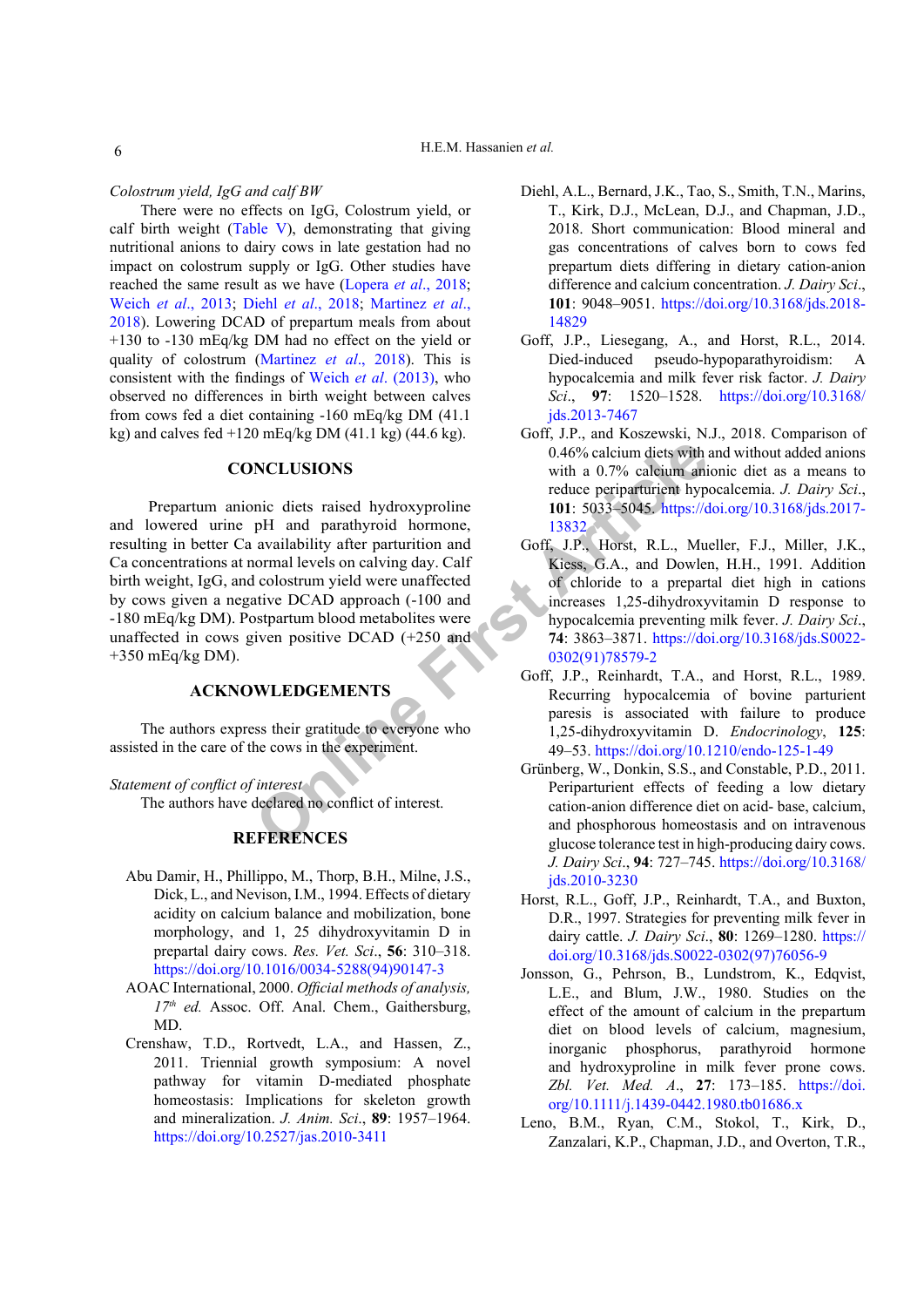*Colostrum yield, IgG and calf BW*

There were no effects on IgG, Colostrum yield, or calf birth weight (Table V), demonstrating that giving nutritional anions to dairy cows in late gestation had no impact on colostrum supply or IgG. Other studies have reached the same result as we have (Lopera *et al*., 2018; Weich *et al*., 2013; Diehl *et al*., 2018; Martinez *et al*., 2018). Lowering DCAD of prepartum meals from about +130 to -130 mEq/kg DM had no effect on the yield or quality of colostrum (Martinez *et al*., 2018). This is consistent with the findings of Weich *et al*. (2013), who observed no differences in birth weight between calves from cows fed a diet containing -160 mEq/kg DM (41.1 kg) and calves fed +120 mEq/kg DM (41.1 kg) (44.6 kg).

## CONCLUSIONS

Prepartum anionic diets raised hydroxyproline and lowered urine pH and parathyroid hormone, resulting in better Ca availability after parturition and Ca concentrations at normal levels on calving day. Calf birth weight, IgG, and colostrum yield were unaffected by cows given a negative DCAD approach (-100 and -180 mEq/kg DM). Postpartum blood metabolites were unaffected in cows given positive DCAD (+250 and +350 mEq/kg DM).

## ACKNOWLEDGEMENTS

The authors express their gratitude to everyone who assisted in the care of the cows in the experiment.

*Statement of conflict of interest*

The authors have declared no conflict of interest.

## REFERENCES

Abu Damir, H., Phillippo, M., Thorp, B.H., Milne, J.S., Dick, L., and Nevison, I.M., 1994. Effects of dietary acidity on calcium balance and mobilization, bone morphology, and 1, 25 dihydroxyvitamin D in prepartal dairy cows. *Res. Vet. Sci*., **56**: 310–318. https://doi.org/10.1016/0034-5288(94)90147-3

AOAC International, 2000. *Official methods of analysis, 17th ed.* Assoc. Off. Anal. Chem., Gaithersburg, MD.

Crenshaw, T.D., Rortvedt, L.A., and Hassen, Z., 2011. Triennial growth symposium: A novel pathway for vitamin D-mediated phosphate homeostasis: Implications for skeleton growth and mineralization. *J. Anim. Sci*., **89**: 1957–1964. https://doi.org/10.2527/jas.2010-3411

Diehl, A.L., Bernard, J.K., Tao, S., Smith, T.N., Marins, T., Kirk, D.J., McLean, D.J., and Chapman, J.D., 2018. Short communication: Blood mineral and gas concentrations of calves born to cows fed prepartum diets differing in dietary cation-anion difference and calcium concentration. *J. Dairy Sci*., **101**: 9048–9051. https://doi.org/10.3168/jds.2018-14829

Goff, J.P., Liesegang, A., and Horst, R.L., 2014. Died-induced pseudo-hypoparathyroidism: A hypocalcemia and milk fever risk factor. *J. Dairy Sci*., **97**: 1520–1528. https://doi.org/10.3168/jds.2013-7467

Goff, J.P., and Koszewski, N.J., 2018. Comparison of 0.46% calcium diets with and without added anions with a 0.7% calcium anionic diet as a means to reduce periparturient hypocalcemia. *J. Dairy Sci*., **101**: 5033–5045. https://doi.org/10.3168/jds.2017-13832

Goff, J.P., Horst, R.L., Mueller, F.J., Miller, J.K., Kiess, G.A., and Dowlen, H.H., 1991. Addition of chloride to a prepartal diet high in cations increases 1,25-dihydroxyvitamin D response to hypocalcemia preventing milk fever. *J. Dairy Sci*., **74**: 3863–3871. https://doi.org/10.3168/jds.S0022-0302(91)78579-2

Goff, J.P., Reinhardt, T.A., and Horst, R.L., 1989. Recurring hypocalcemia of bovine parturient paresis is associated with failure to produce 1,25-dihydroxyvitamin D. *Endocrinology*, **125**: 49–53. https://doi.org/10.1210/endo-125-1-49

Grünberg, W., Donkin, S.S., and Constable, P.D., 2011. Periparturient effects of feeding a low dietary cation-anion difference diet on acid- base, calcium, and phosphorous homeostasis and on intravenous glucose tolerance test in high-producing dairy cows. *J. Dairy Sci*., **94**: 727–745. https://doi.org/10.3168/jds.2010-3230

Horst, R.L., Goff, J.P., Reinhardt, T.A., and Buxton, D.R., 1997. Strategies for preventing milk fever in dairy cattle. *J. Dairy Sci*., **80**: 1269–1280. https://doi.org/10.3168/jds.S0022-0302(97)76056-9

Jonsson, G., Pehrson, B., Lundstrom, K., Edqvist, L.E., and Blum, J.W., 1980. Studies on the effect of the amount of calcium in the prepartum diet on blood levels of calcium, magnesium, inorganic phosphorus, parathyroid hormone and hydroxyproline in milk fever prone cows. *Zbl. Vet. Med. A*., **27**: 173–185. https://doi.org/10.1111/j.1439-0442.1980.tb01686.x

Leno, B.M., Ryan, C.M., Stokol, T., Kirk, D., Zanzalari, K.P., Chapman, J.D., and Overton, T.R.,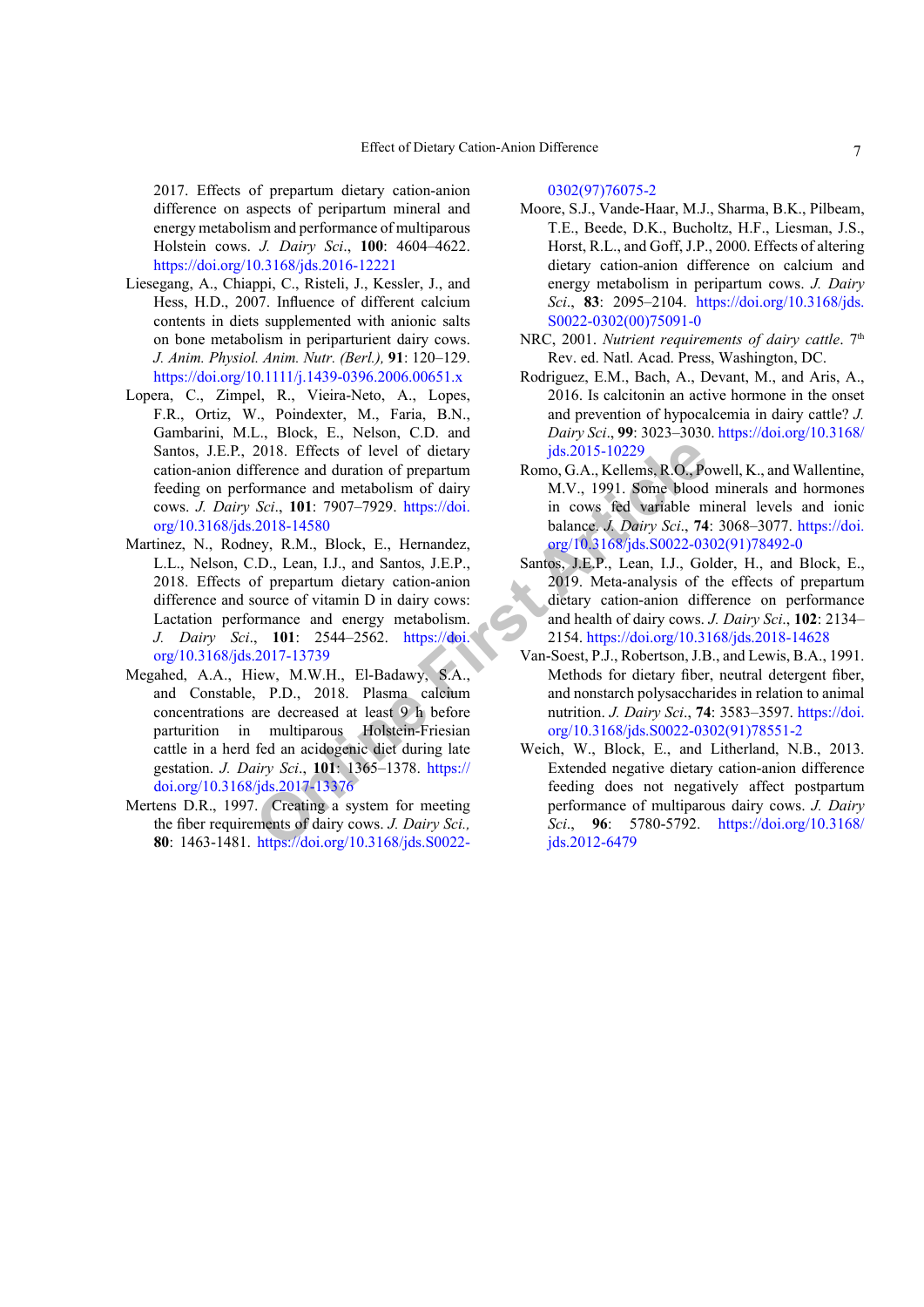2017. Effects of prepartum dietary cation-anion difference on aspects of peripartum mineral and energy metabolism and performance of multiparous Holstein cows. *J. Dairy Sci*., **100**: 4604–4622. https://doi.org/10.3168/jds.2016-12221

Liesegang, A., Chiappi, C., Risteli, J., Kessler, J., and Hess, H.D., 2007. Influence of different calcium contents in diets supplemented with anionic salts on bone metabolism in periparturient dairy cows. *J. Anim. Physiol. Anim. Nutr. (Berl.),* **91**: 120–129. https://doi.org/10.1111/j.1439-0396.2006.00651.x

Lopera, C., Zimpel, R., Vieira-Neto, A., Lopes, F.R., Ortiz, W., Poindexter, M., Faria, B.N., Gambarini, M.L., Block, E., Nelson, C.D. and Santos, J.E.P., 2018. Effects of level of dietary cation-anion difference and duration of prepartum feeding on performance and metabolism of dairy cows. *J. Dairy Sci*., **101**: 7907–7929. https://doi.org/10.3168/jds.2018-14580

Martinez, N., Rodney, R.M., Block, E., Hernandez, L.L., Nelson, C.D., Lean, I.J., and Santos, J.E.P., 2018. Effects of prepartum dietary cation-anion difference and source of vitamin D in dairy cows: Lactation performance and energy metabolism. *J. Dairy Sci*., **101**: 2544–2562. https://doi.org/10.3168/jds.2017-13739

Megahed, A.A., Hiew, M.W.H., El-Badawy, S.A., and Constable, P.D., 2018. Plasma calcium concentrations are decreased at least 9 h before parturition in multiparous Holstein-Friesian cattle in a herd fed an acidogenic diet during late gestation. *J. Dairy Sci*., **101**: 1365–1378. https://doi.org/10.3168/jds.2017-13376

Mertens D.R., 1997. Creating a system for meeting the fiber requirements of dairy cows. *J. Dairy Sci.,* **80**: 1463-1481. https://doi.org/10.3168/jds.S0022-0302(97)76075-2

Moore, S.J., Vande-Haar, M.J., Sharma, B.K., Pilbeam, T.E., Beede, D.K., Bucholtz, H.F., Liesman, J.S., Horst, R.L., and Goff, J.P., 2000. Effects of altering dietary cation-anion difference on calcium and energy metabolism in peripartum cows. *J. Dairy Sci*., **83**: 2095–2104. https://doi.org/10.3168/jds.S0022-0302(00)75091-0

NRC, 2001. *Nutrient requirements of dairy cattle*. 7th Rev. ed. Natl. Acad. Press, Washington, DC.

Rodriguez, E.M., Bach, A., Devant, M., and Aris, A., 2016. Is calcitonin an active hormone in the onset and prevention of hypocalcemia in dairy cattle? *J. Dairy Sci*., **99**: 3023–3030. https://doi.org/10.3168/jds.2015-10229

Romo, G.A., Kellems, R.O., Powell, K., and Wallentine, M.V., 1991. Some blood minerals and hormones in cows fed variable mineral levels and ionic balance. *J. Dairy Sci*., **74**: 3068–3077. https://doi.org/10.3168/jds.S0022-0302(91)78492-0

Santos, J.E.P., Lean, I.J., Golder, H., and Block, E., 2019. Meta-analysis of the effects of prepartum dietary cation-anion difference on performance and health of dairy cows. *J. Dairy Sci*., **102**: 2134–2154. https://doi.org/10.3168/jds.2018-14628

Van-Soest, P.J., Robertson, J.B., and Lewis, B.A., 1991. Methods for dietary fiber, neutral detergent fiber, and nonstarch polysaccharides in relation to animal nutrition. *J. Dairy Sci*., **74**: 3583–3597. https://doi.org/10.3168/jds.S0022-0302(91)78551-2

Weich, W., Block, E., and Litherland, N.B., 2013. Extended negative dietary cation-anion difference feeding does not negatively affect postpartum performance of multiparous dairy cows. *J. Dairy Sci*., **96**: 5780-5792. https://doi.org/10.3168/jds.2012-6479